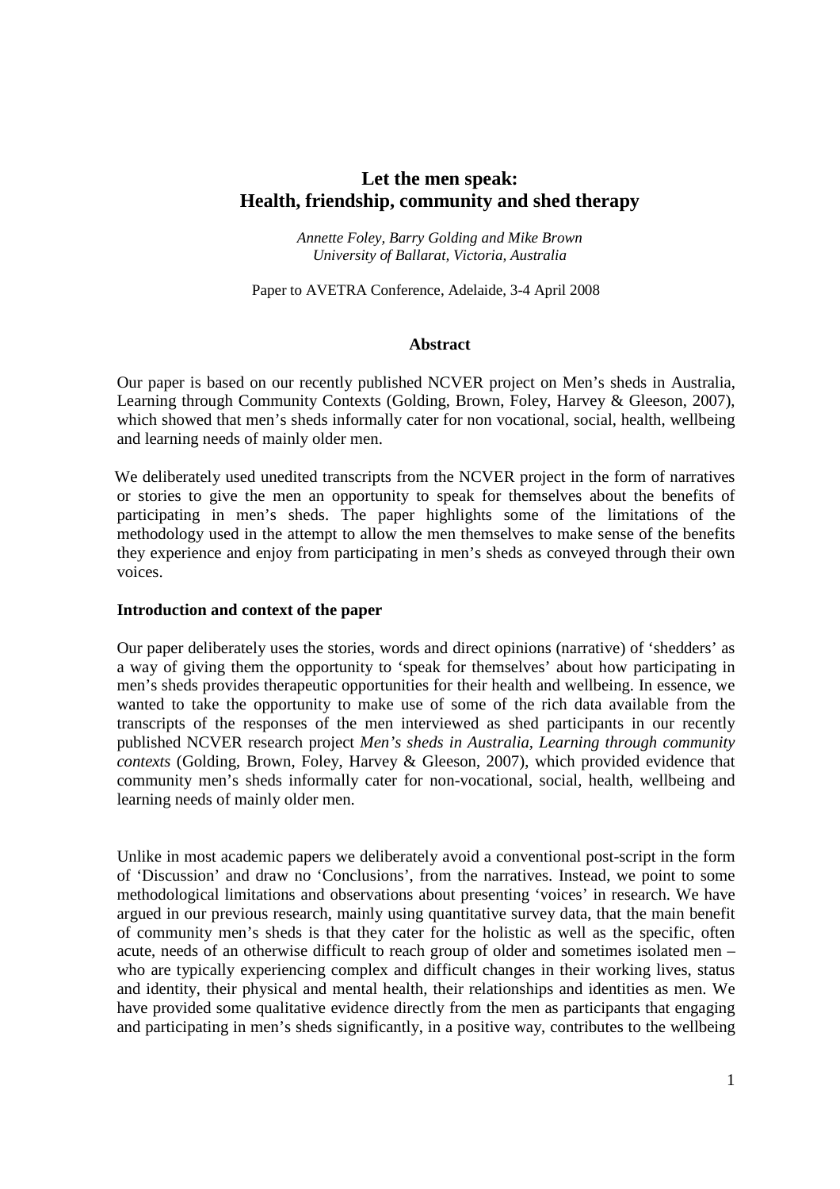# Let the men speak: Health, friendship, community and shed therapy

*Annette Foley, Barry Golding and Mike Brown*
*University of Ballarat, Victoria, Australia*

Paper to AVETRA Conference, Adelaide, 3-4 April 2008

## Abstract

Our paper is based on our recently published NCVER project on Men's sheds in Australia, Learning through Community Contexts (Golding, Brown, Foley, Harvey & Gleeson, 2007), which showed that men's sheds informally cater for non vocational, social, health, wellbeing and learning needs of mainly older men.

We deliberately used unedited transcripts from the NCVER project in the form of narratives or stories to give the men an opportunity to speak for themselves about the benefits of participating in men's sheds. The paper highlights some of the limitations of the methodology used in the attempt to allow the men themselves to make sense of the benefits they experience and enjoy from participating in men's sheds as conveyed through their own voices.

### Introduction and context of the paper

Our paper deliberately uses the stories, words and direct opinions (narrative) of 'shedders' as a way of giving them the opportunity to 'speak for themselves' about how participating in men's sheds provides therapeutic opportunities for their health and wellbeing. In essence, we wanted to take the opportunity to make use of some of the rich data available from the transcripts of the responses of the men interviewed as shed participants in our recently published NCVER research project *Men's sheds in Australia, Learning through community contexts* (Golding, Brown, Foley, Harvey & Gleeson, 2007), which provided evidence that community men's sheds informally cater for non-vocational, social, health, wellbeing and learning needs of mainly older men.

Unlike in most academic papers we deliberately avoid a conventional post-script in the form of 'Discussion' and draw no 'Conclusions', from the narratives. Instead, we point to some methodological limitations and observations about presenting 'voices' in research. We have argued in our previous research, mainly using quantitative survey data, that the main benefit of community men's sheds is that they cater for the holistic as well as the specific, often acute, needs of an otherwise difficult to reach group of older and sometimes isolated men – who are typically experiencing complex and difficult changes in their working lives, status and identity, their physical and mental health, their relationships and identities as men. We have provided some qualitative evidence directly from the men as participants that engaging and participating in men's sheds significantly, in a positive way, contributes to the wellbeing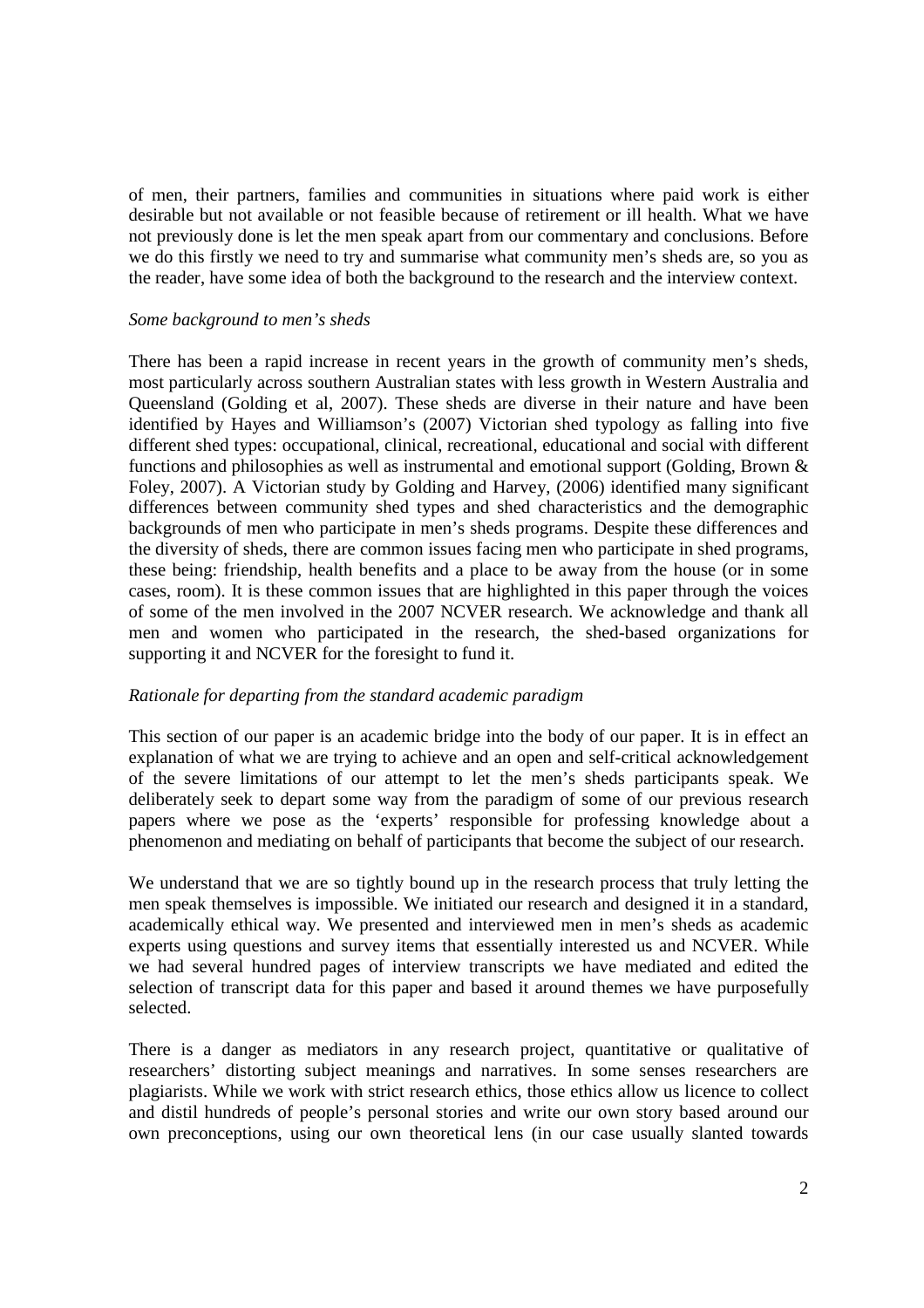of men, their partners, families and communities in situations where paid work is either desirable but not available or not feasible because of retirement or ill health. What we have not previously done is let the men speak apart from our commentary and conclusions. Before we do this firstly we need to try and summarise what community men's sheds are, so you as the reader, have some idea of both the background to the research and the interview context.

*Some background to men's sheds*

There has been a rapid increase in recent years in the growth of community men's sheds, most particularly across southern Australian states with less growth in Western Australia and Queensland (Golding et al, 2007). These sheds are diverse in their nature and have been identified by Hayes and Williamson's (2007) Victorian shed typology as falling into five different shed types: occupational, clinical, recreational, educational and social with different functions and philosophies as well as instrumental and emotional support (Golding, Brown & Foley, 2007). A Victorian study by Golding and Harvey, (2006) identified many significant differences between community shed types and shed characteristics and the demographic backgrounds of men who participate in men's sheds programs. Despite these differences and the diversity of sheds, there are common issues facing men who participate in shed programs, these being: friendship, health benefits and a place to be away from the house (or in some cases, room). It is these common issues that are highlighted in this paper through the voices of some of the men involved in the 2007 NCVER research. We acknowledge and thank all men and women who participated in the research, the shed-based organizations for supporting it and NCVER for the foresight to fund it.

*Rationale for departing from the standard academic paradigm*

This section of our paper is an academic bridge into the body of our paper. It is in effect an explanation of what we are trying to achieve and an open and self-critical acknowledgement of the severe limitations of our attempt to let the men's sheds participants speak. We deliberately seek to depart some way from the paradigm of some of our previous research papers where we pose as the 'experts' responsible for professing knowledge about a phenomenon and mediating on behalf of participants that become the subject of our research.

We understand that we are so tightly bound up in the research process that truly letting the men speak themselves is impossible. We initiated our research and designed it in a standard, academically ethical way. We presented and interviewed men in men's sheds as academic experts using questions and survey items that essentially interested us and NCVER. While we had several hundred pages of interview transcripts we have mediated and edited the selection of transcript data for this paper and based it around themes we have purposefully selected.

There is a danger as mediators in any research project, quantitative or qualitative of researchers' distorting subject meanings and narratives. In some senses researchers are plagiarists. While we work with strict research ethics, those ethics allow us licence to collect and distil hundreds of people's personal stories and write our own story based around our own preconceptions, using our own theoretical lens (in our case usually slanted towards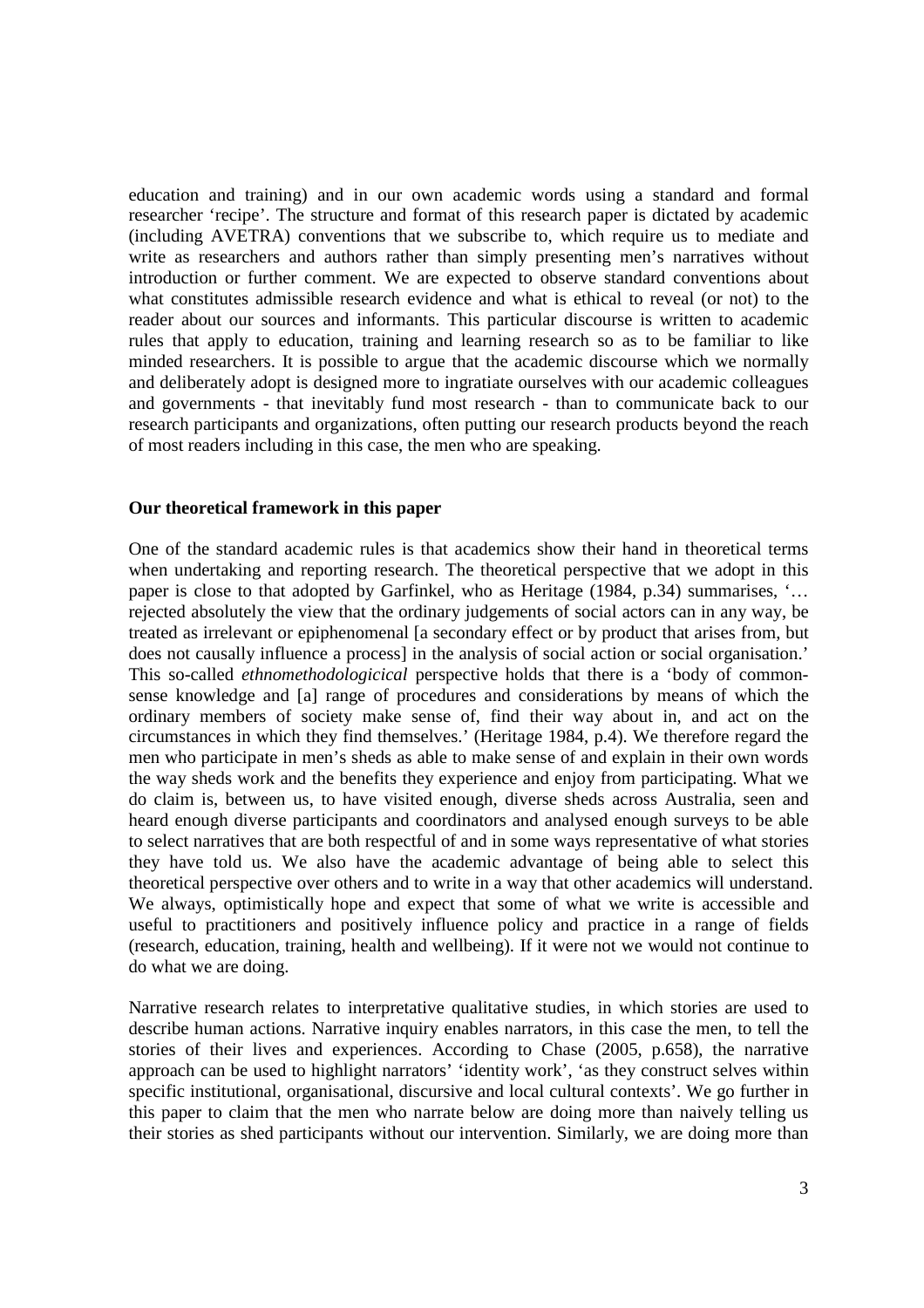education and training) and in our own academic words using a standard and formal researcher 'recipe'. The structure and format of this research paper is dictated by academic (including AVETRA) conventions that we subscribe to, which require us to mediate and write as researchers and authors rather than simply presenting men's narratives without introduction or further comment. We are expected to observe standard conventions about what constitutes admissible research evidence and what is ethical to reveal (or not) to the reader about our sources and informants. This particular discourse is written to academic rules that apply to education, training and learning research so as to be familiar to like minded researchers. It is possible to argue that the academic discourse which we normally and deliberately adopt is designed more to ingratiate ourselves with our academic colleagues and governments - that inevitably fund most research - than to communicate back to our research participants and organizations, often putting our research products beyond the reach of most readers including in this case, the men who are speaking.

**Our theoretical framework in this paper**

One of the standard academic rules is that academics show their hand in theoretical terms when undertaking and reporting research. The theoretical perspective that we adopt in this paper is close to that adopted by Garfinkel, who as Heritage (1984, p.34) summarises, '… rejected absolutely the view that the ordinary judgements of social actors can in any way, be treated as irrelevant or epiphenomenal [a secondary effect or by product that arises from, but does not causally influence a process] in the analysis of social action or social organisation.' This so-called *ethnomethodologicical* perspective holds that there is a 'body of common-sense knowledge and [a] range of procedures and considerations by means of which the ordinary members of society make sense of, find their way about in, and act on the circumstances in which they find themselves.' (Heritage 1984, p.4). We therefore regard the men who participate in men's sheds as able to make sense of and explain in their own words the way sheds work and the benefits they experience and enjoy from participating. What we do claim is, between us, to have visited enough, diverse sheds across Australia, seen and heard enough diverse participants and coordinators and analysed enough surveys to be able to select narratives that are both respectful of and in some ways representative of what stories they have told us. We also have the academic advantage of being able to select this theoretical perspective over others and to write in a way that other academics will understand. We always, optimistically hope and expect that some of what we write is accessible and useful to practitioners and positively influence policy and practice in a range of fields (research, education, training, health and wellbeing). If it were not we would not continue to do what we are doing.

Narrative research relates to interpretative qualitative studies, in which stories are used to describe human actions. Narrative inquiry enables narrators, in this case the men, to tell the stories of their lives and experiences. According to Chase (2005, p.658), the narrative approach can be used to highlight narrators' 'identity work', 'as they construct selves within specific institutional, organisational, discursive and local cultural contexts'. We go further in this paper to claim that the men who narrate below are doing more than naively telling us their stories as shed participants without our intervention. Similarly, we are doing more than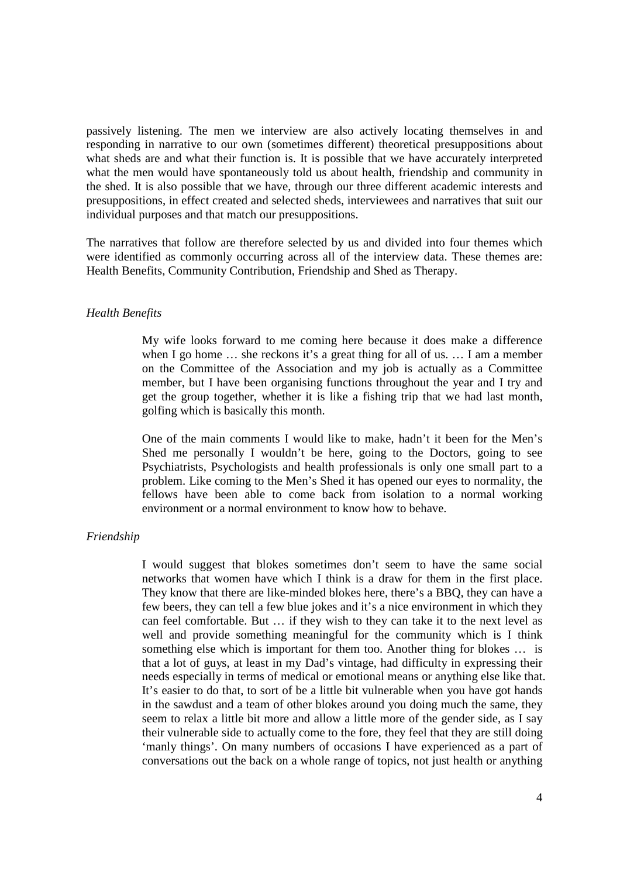passively listening. The men we interview are also actively locating themselves in and responding in narrative to our own (sometimes different) theoretical presuppositions about what sheds are and what their function is. It is possible that we have accurately interpreted what the men would have spontaneously told us about health, friendship and community in the shed. It is also possible that we have, through our three different academic interests and presuppositions, in effect created and selected sheds, interviewees and narratives that suit our individual purposes and that match our presuppositions.

The narratives that follow are therefore selected by us and divided into four themes which were identified as commonly occurring across all of the interview data. These themes are: Health Benefits, Community Contribution, Friendship and Shed as Therapy.

### *Health Benefits*

> My wife looks forward to me coming here because it does make a difference when I go home … she reckons it's a great thing for all of us. … I am a member on the Committee of the Association and my job is actually as a Committee member, but I have been organising functions throughout the year and I try and get the group together, whether it is like a fishing trip that we had last month, golfing which is basically this month.
>
> One of the main comments I would like to make, hadn't it been for the Men's Shed me personally I wouldn't be here, going to the Doctors, going to see Psychiatrists, Psychologists and health professionals is only one small part to a problem. Like coming to the Men's Shed it has opened our eyes to normality, the fellows have been able to come back from isolation to a normal working environment or a normal environment to know how to behave.

### *Friendship*

> I would suggest that blokes sometimes don't seem to have the same social networks that women have which I think is a draw for them in the first place. They know that there are like-minded blokes here, there's a BBQ, they can have a few beers, they can tell a few blue jokes and it's a nice environment in which they can feel comfortable. But … if they wish to they can take it to the next level as well and provide something meaningful for the community which is I think something else which is important for them too. Another thing for blokes … is that a lot of guys, at least in my Dad's vintage, had difficulty in expressing their needs especially in terms of medical or emotional means or anything else like that. It's easier to do that, to sort of be a little bit vulnerable when you have got hands in the sawdust and a team of other blokes around you doing much the same, they seem to relax a little bit more and allow a little more of the gender side, as I say their vulnerable side to actually come to the fore, they feel that they are still doing 'manly things'. On many numbers of occasions I have experienced as a part of conversations out the back on a whole range of topics, not just health or anything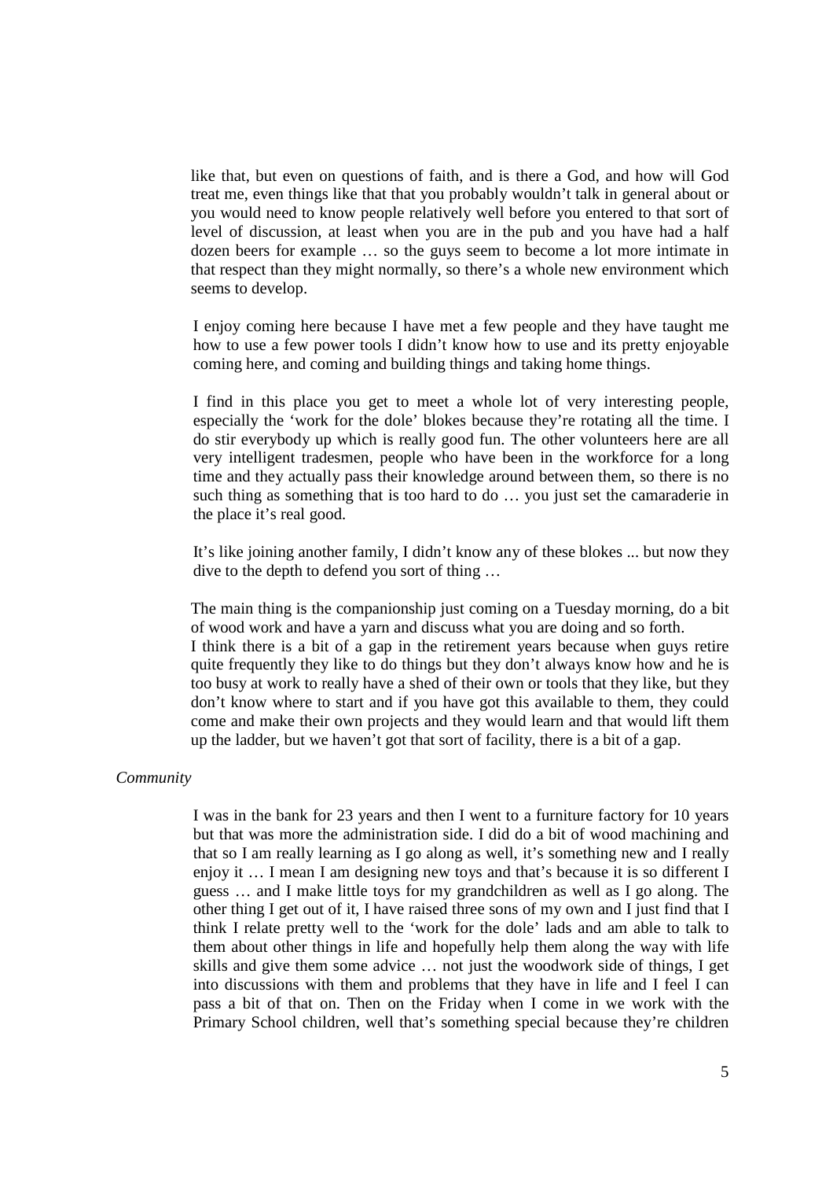> like that, but even on questions of faith, and is there a God, and how will God treat me, even things like that that you probably wouldn't talk in general about or you would need to know people relatively well before you entered to that sort of level of discussion, at least when you are in the pub and you have had a half dozen beers for example … so the guys seem to become a lot more intimate in that respect than they might normally, so there's a whole new environment which seems to develop.

> I enjoy coming here because I have met a few people and they have taught me how to use a few power tools I didn't know how to use and its pretty enjoyable coming here, and coming and building things and taking home things.

> I find in this place you get to meet a whole lot of very interesting people, especially the 'work for the dole' blokes because they're rotating all the time. I do stir everybody up which is really good fun. The other volunteers here are all very intelligent tradesmen, people who have been in the workforce for a long time and they actually pass their knowledge around between them, so there is no such thing as something that is too hard to do … you just set the camaraderie in the place it's real good.

> It's like joining another family, I didn't know any of these blokes ... but now they dive to the depth to defend you sort of thing …

> The main thing is the companionship just coming on a Tuesday morning, do a bit of wood work and have a yarn and discuss what you are doing and so forth.
> I think there is a bit of a gap in the retirement years because when guys retire quite frequently they like to do things but they don't always know how and he is too busy at work to really have a shed of their own or tools that they like, but they don't know where to start and if you have got this available to them, they could come and make their own projects and they would learn and that would lift them up the ladder, but we haven't got that sort of facility, there is a bit of a gap.

*Community*

> I was in the bank for 23 years and then I went to a furniture factory for 10 years but that was more the administration side. I did do a bit of wood machining and that so I am really learning as I go along as well, it's something new and I really enjoy it … I mean I am designing new toys and that's because it is so different I guess … and I make little toys for my grandchildren as well as I go along. The other thing I get out of it, I have raised three sons of my own and I just find that I think I relate pretty well to the 'work for the dole' lads and am able to talk to them about other things in life and hopefully help them along the way with life skills and give them some advice … not just the woodwork side of things, I get into discussions with them and problems that they have in life and I feel I can pass a bit of that on. Then on the Friday when I come in we work with the Primary School children, well that's something special because they're children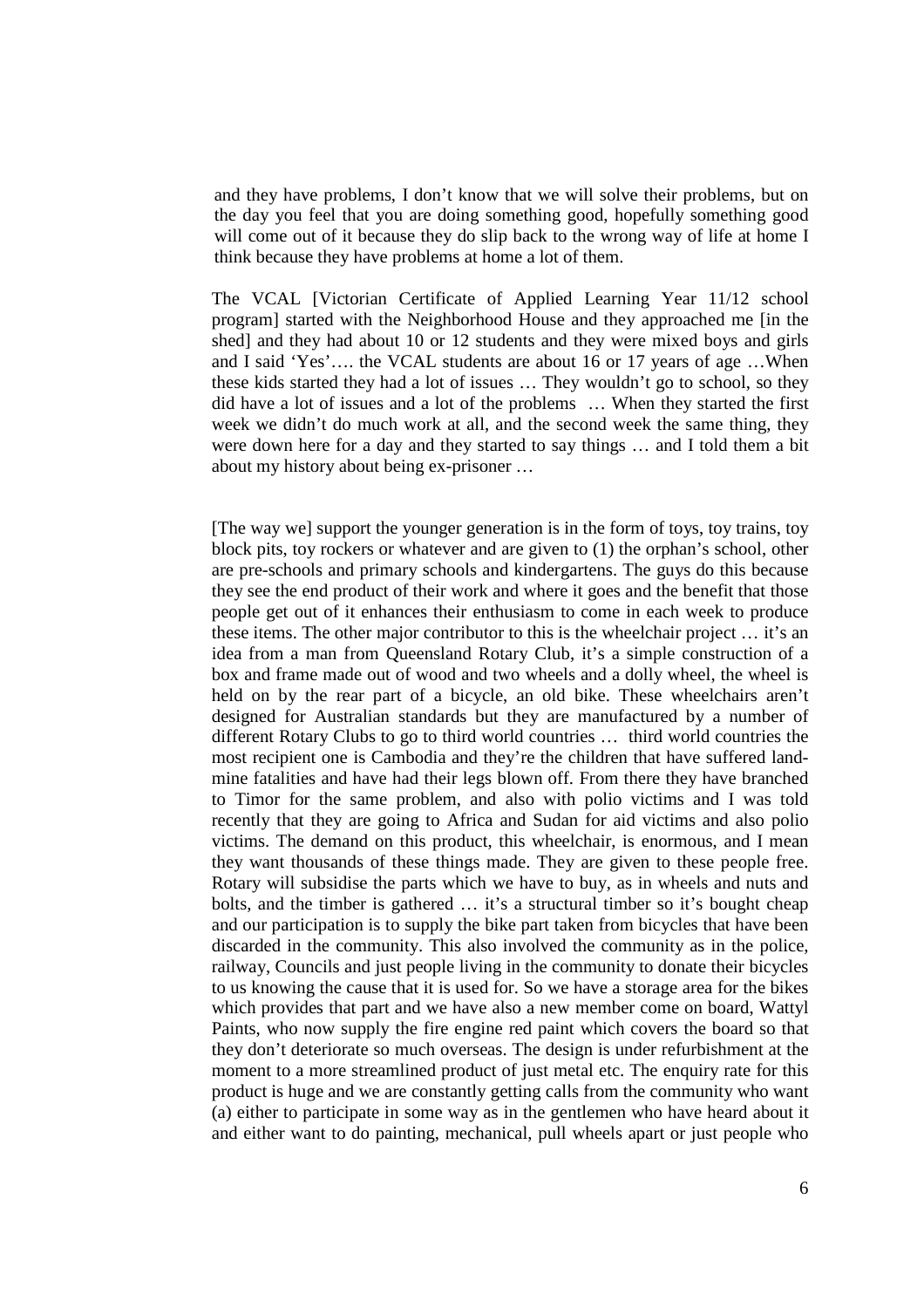and they have problems, I don't know that we will solve their problems, but on the day you feel that you are doing something good, hopefully something good will come out of it because they do slip back to the wrong way of life at home I think because they have problems at home a lot of them.

The VCAL [Victorian Certificate of Applied Learning Year 11/12 school program] started with the Neighborhood House and they approached me [in the shed] and they had about 10 or 12 students and they were mixed boys and girls and I said 'Yes'…. the VCAL students are about 16 or 17 years of age …When these kids started they had a lot of issues … They wouldn't go to school, so they did have a lot of issues and a lot of the problems … When they started the first week we didn't do much work at all, and the second week the same thing, they were down here for a day and they started to say things … and I told them a bit about my history about being ex-prisoner …

[The way we] support the younger generation is in the form of toys, toy trains, toy block pits, toy rockers or whatever and are given to (1) the orphan's school, other are pre-schools and primary schools and kindergartens. The guys do this because they see the end product of their work and where it goes and the benefit that those people get out of it enhances their enthusiasm to come in each week to produce these items. The other major contributor to this is the wheelchair project … it's an idea from a man from Queensland Rotary Club, it's a simple construction of a box and frame made out of wood and two wheels and a dolly wheel, the wheel is held on by the rear part of a bicycle, an old bike. These wheelchairs aren't designed for Australian standards but they are manufactured by a number of different Rotary Clubs to go to third world countries … third world countries the most recipient one is Cambodia and they're the children that have suffered land-mine fatalities and have had their legs blown off. From there they have branched to Timor for the same problem, and also with polio victims and I was told recently that they are going to Africa and Sudan for aid victims and also polio victims. The demand on this product, this wheelchair, is enormous, and I mean they want thousands of these things made. They are given to these people free. Rotary will subsidise the parts which we have to buy, as in wheels and nuts and bolts, and the timber is gathered … it's a structural timber so it's bought cheap and our participation is to supply the bike part taken from bicycles that have been discarded in the community. This also involved the community as in the police, railway, Councils and just people living in the community to donate their bicycles to us knowing the cause that it is used for. So we have a storage area for the bikes which provides that part and we have also a new member come on board, Wattyl Paints, who now supply the fire engine red paint which covers the board so that they don't deteriorate so much overseas. The design is under refurbishment at the moment to a more streamlined product of just metal etc. The enquiry rate for this product is huge and we are constantly getting calls from the community who want (a) either to participate in some way as in the gentlemen who have heard about it and either want to do painting, mechanical, pull wheels apart or just people who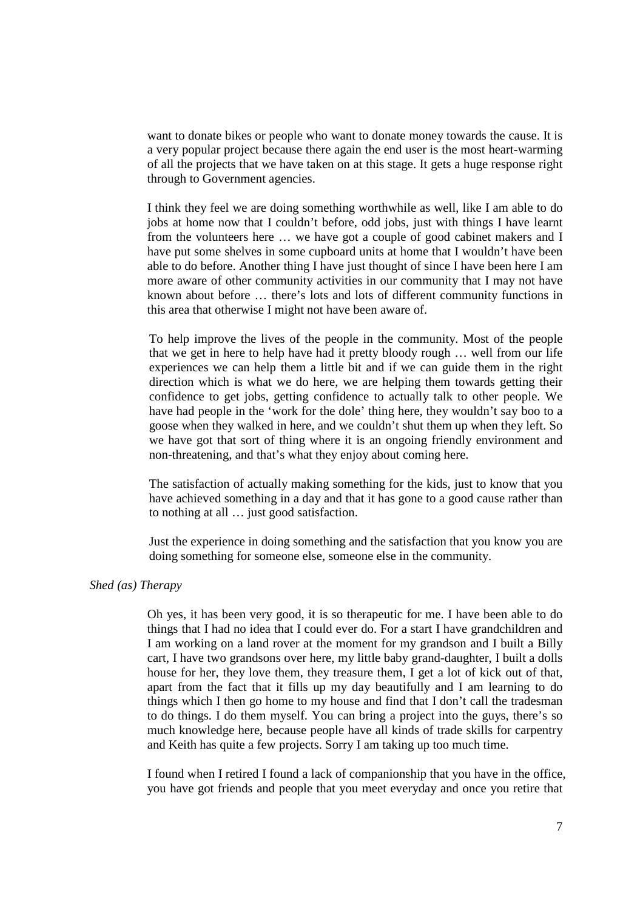want to donate bikes or people who want to donate money towards the cause. It is a very popular project because there again the end user is the most heart-warming of all the projects that we have taken on at this stage. It gets a huge response right through to Government agencies.

I think they feel we are doing something worthwhile as well, like I am able to do jobs at home now that I couldn't before, odd jobs, just with things I have learnt from the volunteers here … we have got a couple of good cabinet makers and I have put some shelves in some cupboard units at home that I wouldn't have been able to do before. Another thing I have just thought of since I have been here I am more aware of other community activities in our community that I may not have known about before … there's lots and lots of different community functions in this area that otherwise I might not have been aware of.

To help improve the lives of the people in the community. Most of the people that we get in here to help have had it pretty bloody rough … well from our life experiences we can help them a little bit and if we can guide them in the right direction which is what we do here, we are helping them towards getting their confidence to get jobs, getting confidence to actually talk to other people. We have had people in the 'work for the dole' thing here, they wouldn't say boo to a goose when they walked in here, and we couldn't shut them up when they left. So we have got that sort of thing where it is an ongoing friendly environment and non-threatening, and that's what they enjoy about coming here.

The satisfaction of actually making something for the kids, just to know that you have achieved something in a day and that it has gone to a good cause rather than to nothing at all … just good satisfaction.

Just the experience in doing something and the satisfaction that you know you are doing something for someone else, someone else in the community.

*Shed (as) Therapy*

Oh yes, it has been very good, it is so therapeutic for me. I have been able to do things that I had no idea that I could ever do. For a start I have grandchildren and I am working on a land rover at the moment for my grandson and I built a Billy cart, I have two grandsons over here, my little baby grand-daughter, I built a dolls house for her, they love them, they treasure them, I get a lot of kick out of that, apart from the fact that it fills up my day beautifully and I am learning to do things which I then go home to my house and find that I don't call the tradesman to do things. I do them myself. You can bring a project into the guys, there's so much knowledge here, because people have all kinds of trade skills for carpentry and Keith has quite a few projects. Sorry I am taking up too much time.

I found when I retired I found a lack of companionship that you have in the office, you have got friends and people that you meet everyday and once you retire that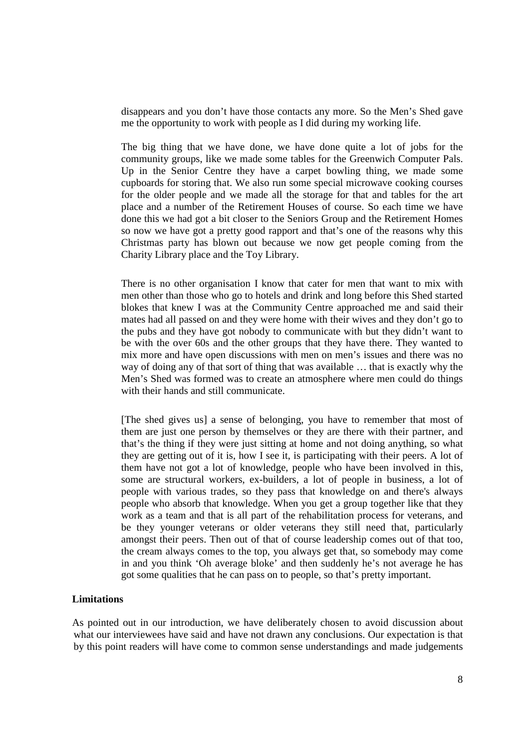disappears and you don't have those contacts any more. So the Men's Shed gave me the opportunity to work with people as I did during my working life.

The big thing that we have done, we have done quite a lot of jobs for the community groups, like we made some tables for the Greenwich Computer Pals. Up in the Senior Centre they have a carpet bowling thing, we made some cupboards for storing that. We also run some special microwave cooking courses for the older people and we made all the storage for that and tables for the art place and a number of the Retirement Houses of course. So each time we have done this we had got a bit closer to the Seniors Group and the Retirement Homes so now we have got a pretty good rapport and that's one of the reasons why this Christmas party has blown out because we now get people coming from the Charity Library place and the Toy Library.

There is no other organisation I know that cater for men that want to mix with men other than those who go to hotels and drink and long before this Shed started blokes that knew I was at the Community Centre approached me and said their mates had all passed on and they were home with their wives and they don't go to the pubs and they have got nobody to communicate with but they didn't want to be with the over 60s and the other groups that they have there. They wanted to mix more and have open discussions with men on men's issues and there was no way of doing any of that sort of thing that was available … that is exactly why the Men's Shed was formed was to create an atmosphere where men could do things with their hands and still communicate.

[The shed gives us] a sense of belonging, you have to remember that most of them are just one person by themselves or they are there with their partner, and that's the thing if they were just sitting at home and not doing anything, so what they are getting out of it is, how I see it, is participating with their peers. A lot of them have not got a lot of knowledge, people who have been involved in this, some are structural workers, ex-builders, a lot of people in business, a lot of people with various trades, so they pass that knowledge on and there's always people who absorb that knowledge. When you get a group together like that they work as a team and that is all part of the rehabilitation process for veterans, and be they younger veterans or older veterans they still need that, particularly amongst their peers. Then out of that of course leadership comes out of that too, the cream always comes to the top, you always get that, so somebody may come in and you think 'Oh average bloke' and then suddenly he's not average he has got some qualities that he can pass on to people, so that's pretty important.

**Limitations**

As pointed out in our introduction, we have deliberately chosen to avoid discussion about what our interviewees have said and have not drawn any conclusions. Our expectation is that by this point readers will have come to common sense understandings and made judgements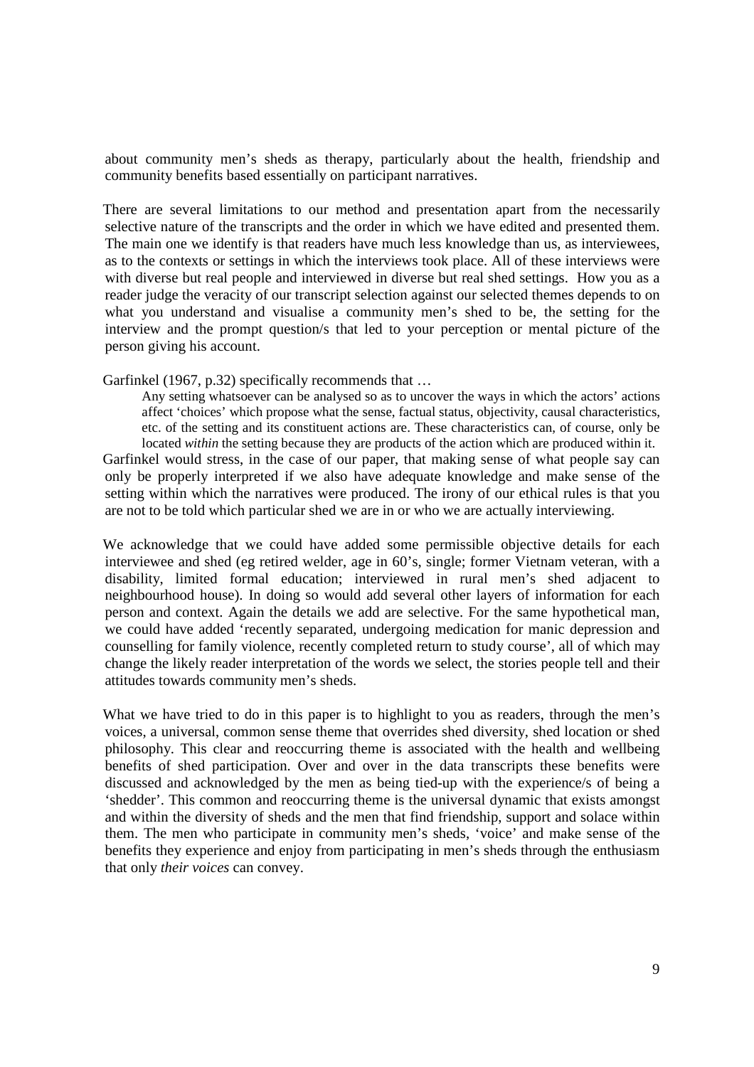about community men's sheds as therapy, particularly about the health, friendship and community benefits based essentially on participant narratives.

There are several limitations to our method and presentation apart from the necessarily selective nature of the transcripts and the order in which we have edited and presented them. The main one we identify is that readers have much less knowledge than us, as interviewees, as to the contexts or settings in which the interviews took place. All of these interviews were with diverse but real people and interviewed in diverse but real shed settings. How you as a reader judge the veracity of our transcript selection against our selected themes depends to on what you understand and visualise a community men's shed to be, the setting for the interview and the prompt question/s that led to your perception or mental picture of the person giving his account.

Garfinkel (1967, p.32) specifically recommends that …

> Any setting whatsoever can be analysed so as to uncover the ways in which the actors' actions affect 'choices' which propose what the sense, factual status, objectivity, causal characteristics, etc. of the setting and its constituent actions are. These characteristics can, of course, only be located *within* the setting because they are products of the action which are produced within it.

Garfinkel would stress, in the case of our paper, that making sense of what people say can only be properly interpreted if we also have adequate knowledge and make sense of the setting within which the narratives were produced. The irony of our ethical rules is that you are not to be told which particular shed we are in or who we are actually interviewing.

We acknowledge that we could have added some permissible objective details for each interviewee and shed (eg retired welder, age in 60's, single; former Vietnam veteran, with a disability, limited formal education; interviewed in rural men's shed adjacent to neighbourhood house). In doing so would add several other layers of information for each person and context. Again the details we add are selective. For the same hypothetical man, we could have added 'recently separated, undergoing medication for manic depression and counselling for family violence, recently completed return to study course', all of which may change the likely reader interpretation of the words we select, the stories people tell and their attitudes towards community men's sheds.

What we have tried to do in this paper is to highlight to you as readers, through the men's voices, a universal, common sense theme that overrides shed diversity, shed location or shed philosophy. This clear and reoccurring theme is associated with the health and wellbeing benefits of shed participation. Over and over in the data transcripts these benefits were discussed and acknowledged by the men as being tied-up with the experience/s of being a 'shedder'. This common and reoccurring theme is the universal dynamic that exists amongst and within the diversity of sheds and the men that find friendship, support and solace within them. The men who participate in community men's sheds, 'voice' and make sense of the benefits they experience and enjoy from participating in men's sheds through the enthusiasm that only *their voices* can convey.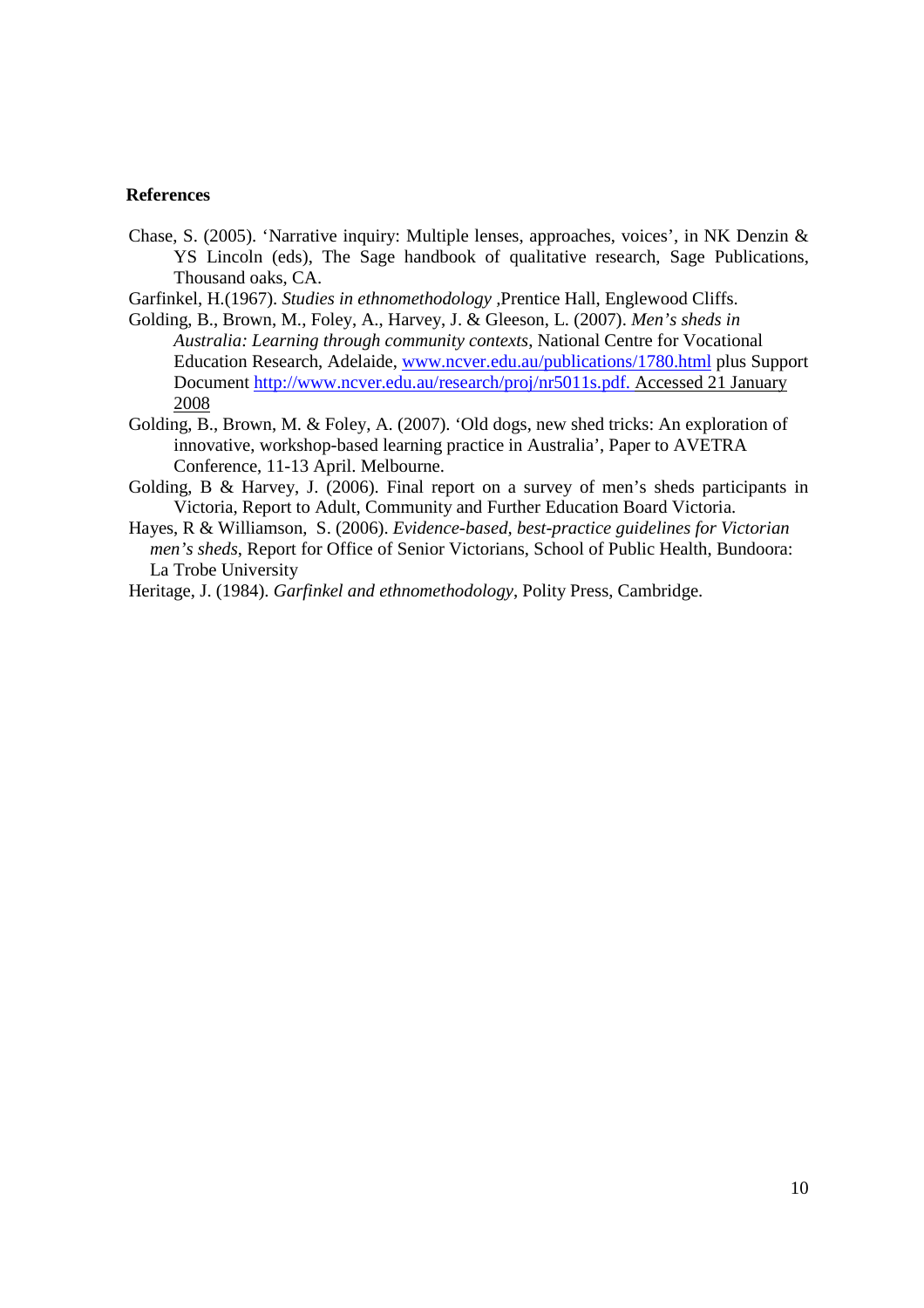**References**

Chase, S. (2005). 'Narrative inquiry: Multiple lenses, approaches, voices', in NK Denzin & YS Lincoln (eds), The Sage handbook of qualitative research, Sage Publications, Thousand oaks, CA.

Garfinkel, H.(1967). *Studies in ethnomethodology* ,Prentice Hall, Englewood Cliffs.

Golding, B., Brown, M., Foley, A., Harvey, J. & Gleeson, L. (2007). *Men's sheds in Australia: Learning through community contexts*, National Centre for Vocational Education Research, Adelaide, www.ncver.edu.au/publications/1780.html plus Support Document http://www.ncver.edu.au/research/proj/nr5011s.pdf. Accessed 21 January 2008

Golding, B., Brown, M. & Foley, A. (2007). 'Old dogs, new shed tricks: An exploration of innovative, workshop-based learning practice in Australia', Paper to AVETRA Conference, 11-13 April. Melbourne.

Golding, B & Harvey, J. (2006). Final report on a survey of men's sheds participants in Victoria, Report to Adult, Community and Further Education Board Victoria.

Hayes, R & Williamson, S. (2006). *Evidence-based, best-practice guidelines for Victorian men's sheds*, Report for Office of Senior Victorians, School of Public Health, Bundoora: La Trobe University

Heritage, J. (1984). *Garfinkel and ethnomethodology*, Polity Press, Cambridge.